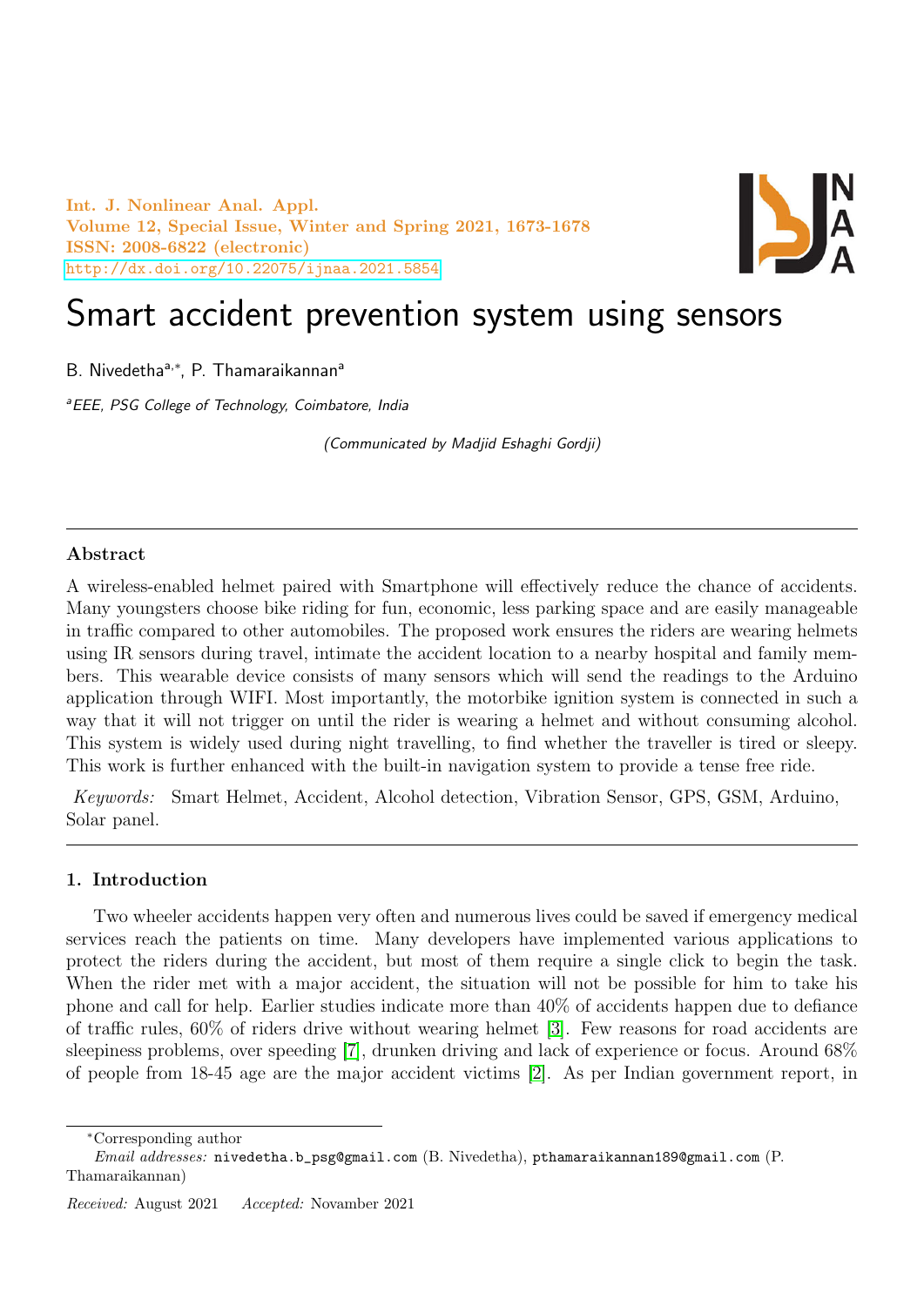# Smart accident prevention system using sensors

B. Nivedetha[a,*], P. Thamaraikannan[a]

[a]*EEE, PSG College of Technology, Coimbatore, India*

*(Communicated by Madjid Eshaghi Gordji)*

---

**Abstract**

A wireless-enabled helmet paired with Smartphone will effectively reduce the chance of accidents. Many youngsters choose bike riding for fun, economic, less parking space and are easily manageable in traffic compared to other automobiles. The proposed work ensures the riders are wearing helmets using IR sensors during travel, intimate the accident location to a nearby hospital and family members. This wearable device consists of many sensors which will send the readings to the Arduino application through WIFI. Most importantly, the motorbike ignition system is connected in such a way that it will not trigger on until the rider is wearing a helmet and without consuming alcohol. This system is widely used during night travelling, to find whether the traveller is tired or sleepy. This work is further enhanced with the built-in navigation system to provide a tense free ride.

*Keywords:* Smart Helmet, Accident, Alcohol detection, Vibration Sensor, GPS, GSM, Arduino, Solar panel.

---

## 1. Introduction

Two wheeler accidents happen very often and numerous lives could be saved if emergency medical services reach the patients on time. Many developers have implemented various applications to protect the riders during the accident, but most of them require a single click to begin the task. When the rider met with a major accident, the situation will not be possible for him to take his phone and call for help. Earlier studies indicate more than 40% of accidents happen due to defiance of traffic rules, 60% of riders drive without wearing helmet [3]. Few reasons for road accidents are sleepiness problems, over speeding [7], drunken driving and lack of experience or focus. Around 68% of people from 18-45 age are the major accident victims [2]. As per Indian government report, in

---

*Corresponding author

*Email addresses:* nivedetha.b_psg@gmail.com (B. Nivedetha), pthamaraikannan189@gmail.com (P. Thamaraikannan)

*Received:* August 2021 *Accepted:* November 2021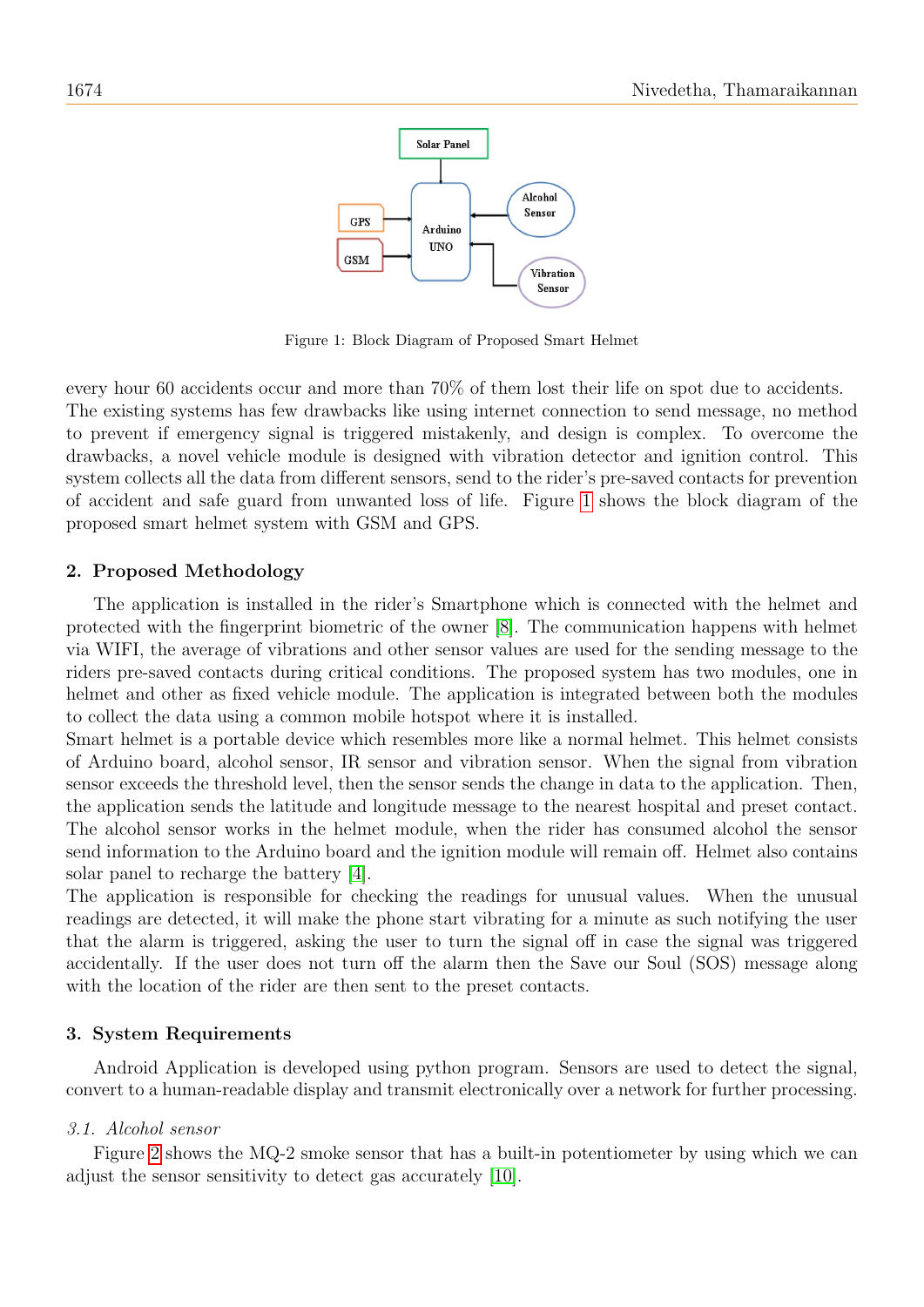Figure 1: Block Diagram of Proposed Smart Helmet

every hour 60 accidents occur and more than 70% of them lost their life on spot due to accidents. The existing systems has few drawbacks like using internet connection to send message, no method to prevent if emergency signal is triggered mistakenly, and design is complex. To overcome the drawbacks, a novel vehicle module is designed with vibration detector and ignition control. This system collects all the data from different sensors, send to the rider's pre-saved contacts for prevention of accident and safe guard from unwanted loss of life. Figure 1 shows the block diagram of the proposed smart helmet system with GSM and GPS.

## 2. Proposed Methodology

The application is installed in the rider's Smartphone which is connected with the helmet and protected with the fingerprint biometric of the owner [8]. The communication happens with helmet via WIFI, the average of vibrations and other sensor values are used for the sending message to the riders pre-saved contacts during critical conditions. The proposed system has two modules, one in helmet and other as fixed vehicle module. The application is integrated between both the modules to collect the data using a common mobile hotspot where it is installed.

Smart helmet is a portable device which resembles more like a normal helmet. This helmet consists of Arduino board, alcohol sensor, IR sensor and vibration sensor. When the signal from vibration sensor exceeds the threshold level, then the sensor sends the change in data to the application. Then, the application sends the latitude and longitude message to the nearest hospital and preset contact. The alcohol sensor works in the helmet module, when the rider has consumed alcohol the sensor send information to the Arduino board and the ignition module will remain off. Helmet also contains solar panel to recharge the battery [4].

The application is responsible for checking the readings for unusual values. When the unusual readings are detected, it will make the phone start vibrating for a minute as such notifying the user that the alarm is triggered, asking the user to turn the signal off in case the signal was triggered accidentally. If the user does not turn off the alarm then the Save our Soul (SOS) message along with the location of the rider are then sent to the preset contacts.

## 3. System Requirements

Android Application is developed using python program. Sensors are used to detect the signal, convert to a human-readable display and transmit electronically over a network for further processing.

### 3.1. Alcohol sensor

Figure 2 shows the MQ-2 smoke sensor that has a built-in potentiometer by using which we can adjust the sensor sensitivity to detect gas accurately [10].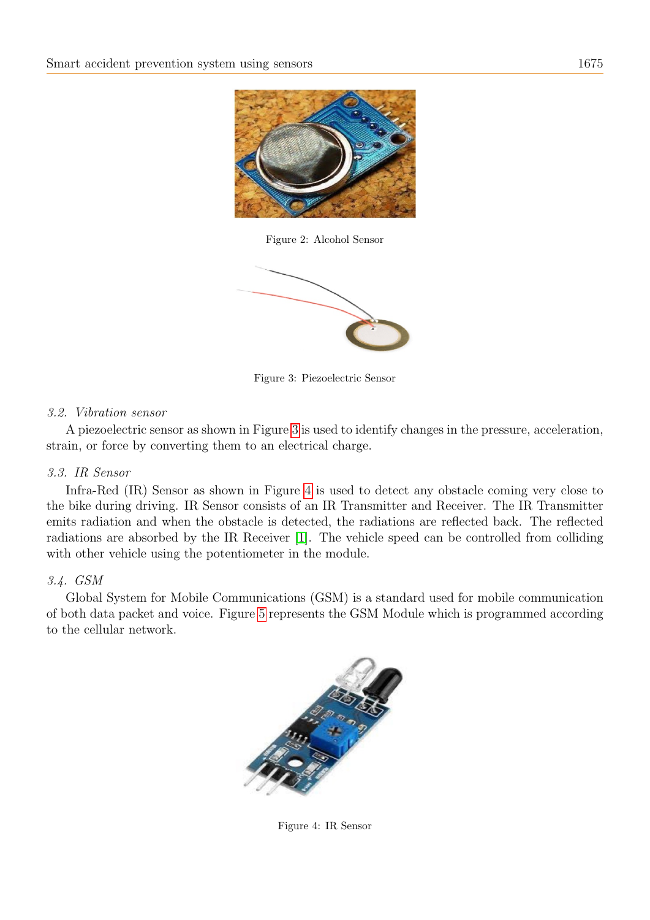Figure 2: Alcohol Sensor

Figure 3: Piezoelectric Sensor

### *3.2. Vibration sensor*

A piezoelectric sensor as shown in Figure 3 is used to identify changes in the pressure, acceleration, strain, or force by converting them to an electrical charge.

### *3.3. IR Sensor*

Infra-Red (IR) Sensor as shown in Figure 4 is used to detect any obstacle coming very close to the bike during driving. IR Sensor consists of an IR Transmitter and Receiver. The IR Transmitter emits radiation and when the obstacle is detected, the radiations are reflected back. The reflected radiations are absorbed by the IR Receiver [1]. The vehicle speed can be controlled from colliding with other vehicle using the potentiometer in the module.

### *3.4. GSM*

Global System for Mobile Communications (GSM) is a standard used for mobile communication of both data packet and voice. Figure 5 represents the GSM Module which is programmed according to the cellular network.

Figure 4: IR Sensor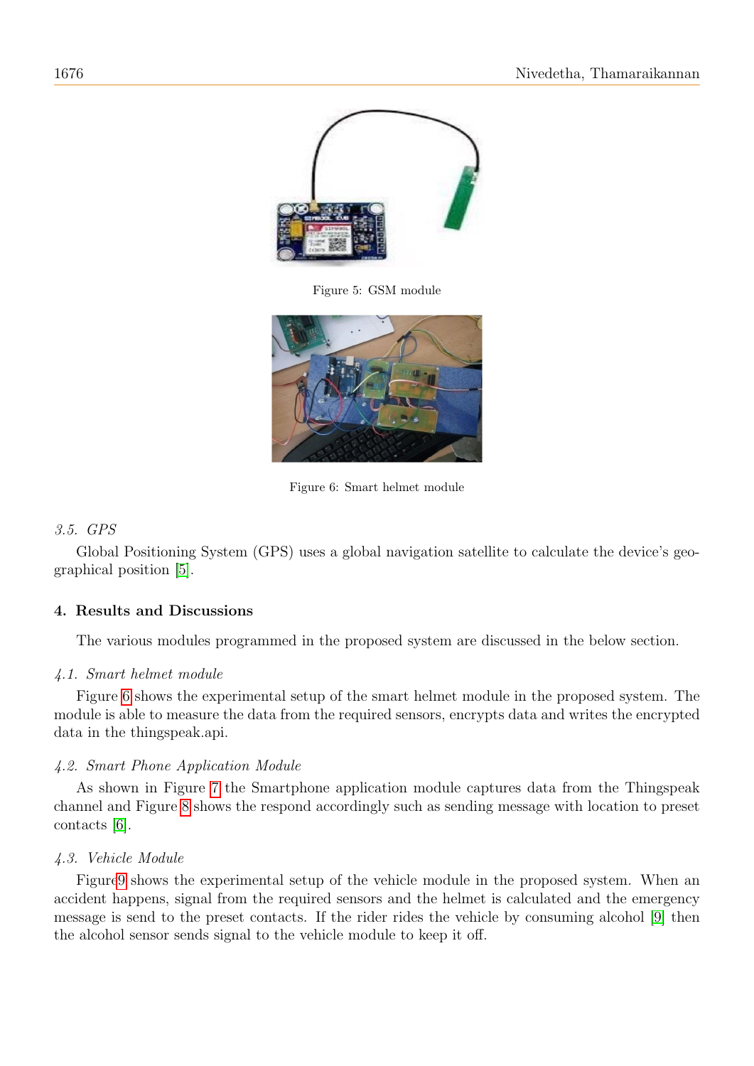Figure 5: GSM module

Figure 6: Smart helmet module

*3.5. GPS*

Global Positioning System (GPS) uses a global navigation satellite to calculate the device's geographical position [5].

## 4. Results and Discussions

The various modules programmed in the proposed system are discussed in the below section.

*4.1. Smart helmet module*

Figure 6 shows the experimental setup of the smart helmet module in the proposed system. The module is able to measure the data from the required sensors, encrypts data and writes the encrypted data in the thingspeak.api.

*4.2. Smart Phone Application Module*

As shown in Figure 7 the Smartphone application module captures data from the Thingspeak channel and Figure 8 shows the respond accordingly such as sending message with location to preset contacts [6].

*4.3. Vehicle Module*

Figure 9 shows the experimental setup of the vehicle module in the proposed system. When an accident happens, signal from the required sensors and the helmet is calculated and the emergency message is send to the preset contacts. If the rider rides the vehicle by consuming alcohol [9] then the alcohol sensor sends signal to the vehicle module to keep it off.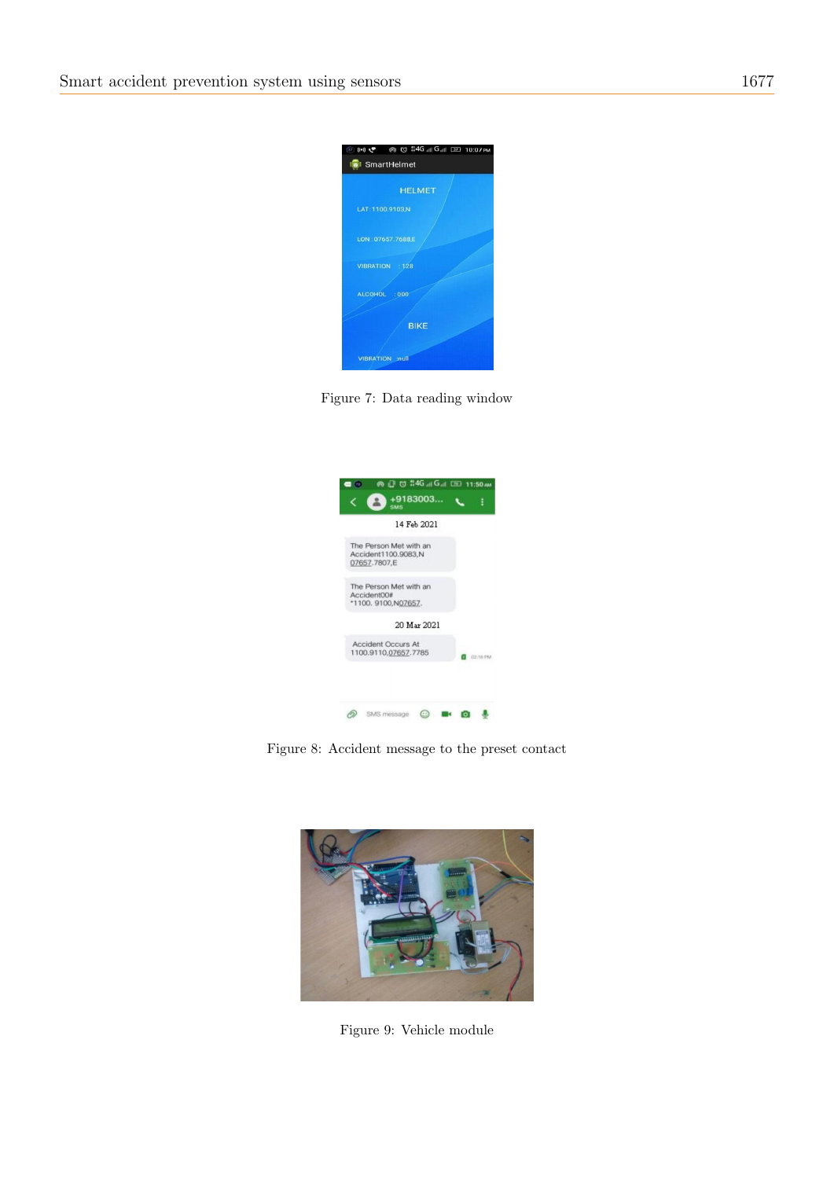Figure 7: Data reading window

Figure 8: Accident message to the preset contact

Figure 9: Vehicle module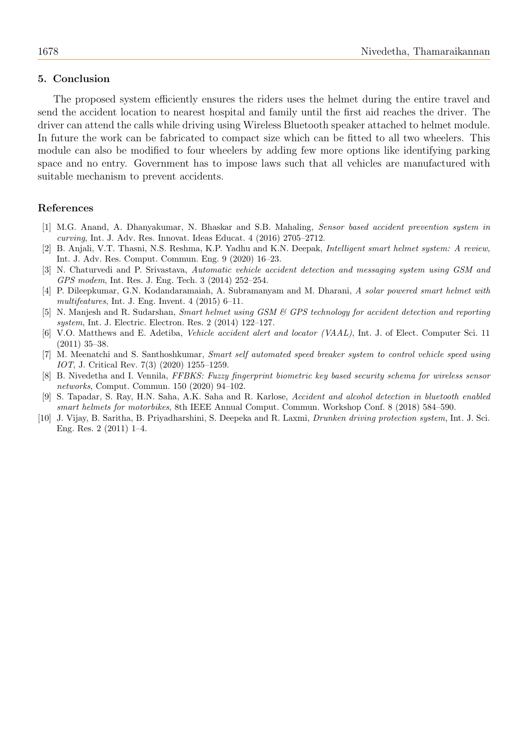## 5. Conclusion

The proposed system efficiently ensures the riders uses the helmet during the entire travel and send the accident location to nearest hospital and family until the first aid reaches the driver. The driver can attend the calls while driving using Wireless Bluetooth speaker attached to helmet module. In future the work can be fabricated to compact size which can be fitted to all two wheelers. This module can also be modified to four wheelers by adding few more options like identifying parking space and no entry. Government has to impose laws such that all vehicles are manufactured with suitable mechanism to prevent accidents.

## References

[1] M.G. Anand, A. Dhanyakumar, N. Bhaskar and S.B. Mahaling, *Sensor based accident prevention system in curving*, Int. J. Adv. Res. Innovat. Ideas Educat. 4 (2016) 2705–2712.

[2] B. Anjali, V.T. Thasni, N.S. Reshma, K.P. Yadhu and K.N. Deepak, *Intelligent smart helmet system: A review*, Int. J. Adv. Res. Comput. Commun. Eng. 9 (2020) 16–23.

[3] N. Chaturvedi and P. Srivastava, *Automatic vehicle accident detection and messaging system using GSM and GPS modem*, Int. Res. J. Eng. Tech. 3 (2014) 252–254.

[4] P. Dileepkumar, G.N. Kodandaramaiah, A. Subramanyam and M. Dharani, *A solar powered smart helmet with multifeatures*, Int. J. Eng. Invent. 4 (2015) 6–11.

[5] N. Manjesh and R. Sudarshan, *Smart helmet using GSM & GPS technology for accident detection and reporting system*, Int. J. Electric. Electron. Res. 2 (2014) 122–127.

[6] V.O. Matthews and E. Adetiba, *Vehicle accident alert and locator (VAAL)*, Int. J. of Elect. Computer Sci. 11 (2011) 35–38.

[7] M. Meenatchi and S. Santhoshkumar, *Smart self automated speed breaker system to control vehicle speed using IOT*, J. Critical Rev. 7(3) (2020) 1255–1259.

[8] B. Nivedetha and I. Vennila, *FFBKS: Fuzzy fingerprint biometric key based security schema for wireless sensor networks*, Comput. Commun. 150 (2020) 94–102.

[9] S. Tapadar, S. Ray, H.N. Saha, A.K. Saha and R. Karlose, *Accident and alcohol detection in bluetooth enabled smart helmets for motorbikes*, 8th IEEE Annual Comput. Commun. Workshop Conf. 8 (2018) 584–590.

[10] J. Vijay, B. Saritha, B. Priyadharshini, S. Deepeka and R. Laxmi, *Drunken driving protection system*, Int. J. Sci. Eng. Res. 2 (2011) 1–4.